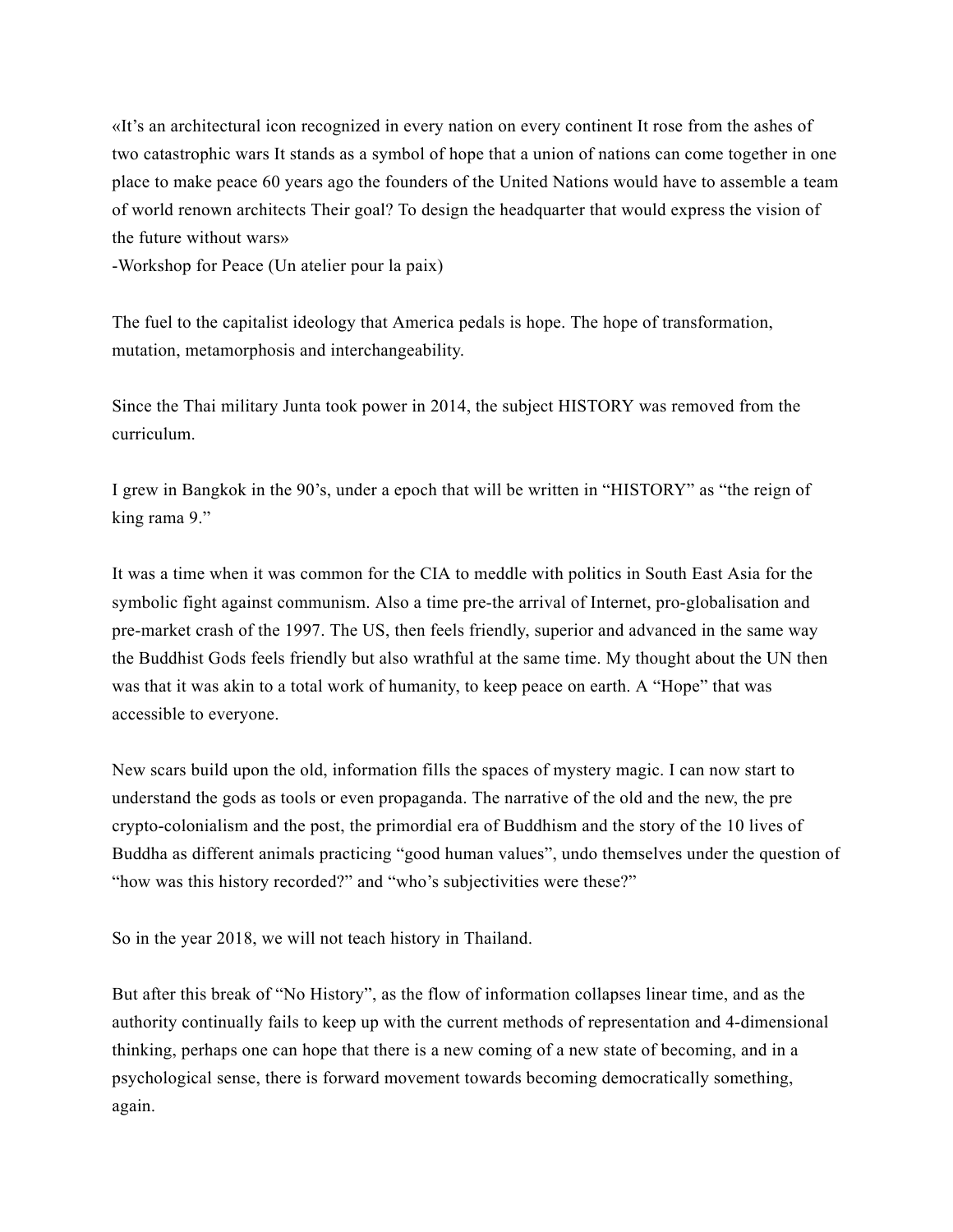«It's an architectural icon recognized in every nation on every continent It rose from the ashes of two catastrophic wars It stands as a symbol of hope that a union of nations can come together in one place to make peace 60 years ago the founders of the United Nations would have to assemble a team of world renown architects Their goal? To design the headquarter that would express the vision of the future without wars»
-Workshop for Peace (Un atelier pour la paix)

The fuel to the capitalist ideology that America pedals is hope. The hope of transformation, mutation, metamorphosis and interchangeability.

Since the Thai military Junta took power in 2014, the subject HISTORY was removed from the curriculum.

I grew in Bangkok in the 90's, under a epoch that will be written in "HISTORY" as "the reign of king rama 9."

It was a time when it was common for the CIA to meddle with politics in South East Asia for the symbolic fight against communism. Also a time pre-the arrival of Internet, pro-globalisation and pre-market crash of the 1997. The US, then feels friendly, superior and advanced in the same way the Buddhist Gods feels friendly but also wrathful at the same time. My thought about the UN then was that it was akin to a total work of humanity, to keep peace on earth. A "Hope" that was accessible to everyone.

New scars build upon the old, information fills the spaces of mystery magic. I can now start to understand the gods as tools or even propaganda. The narrative of the old and the new, the pre crypto-colonialism and the post, the primordial era of Buddhism and the story of the 10 lives of Buddha as different animals practicing "good human values", undo themselves under the question of "how was this history recorded?" and "who's subjectivities were these?"

So in the year 2018, we will not teach history in Thailand.

But after this break of "No History", as the flow of information collapses linear time, and as the authority continually fails to keep up with the current methods of representation and 4-dimensional thinking, perhaps one can hope that there is a new coming of a new state of becoming, and in a psychological sense, there is forward movement towards becoming democratically something, again.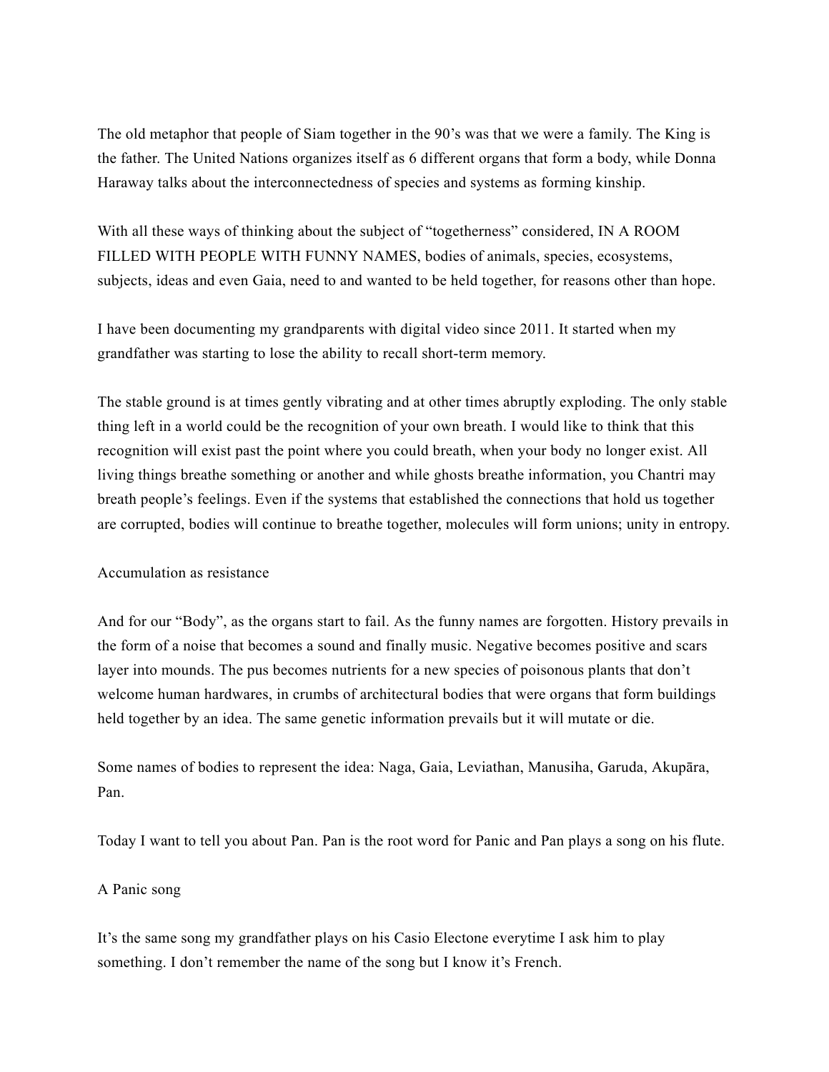The old metaphor that people of Siam together in the 90's was that we were a family. The King is the father. The United Nations organizes itself as 6 different organs that form a body, while Donna Haraway talks about the interconnectedness of species and systems as forming kinship.

With all these ways of thinking about the subject of "togetherness" considered, IN A ROOM FILLED WITH PEOPLE WITH FUNNY NAMES, bodies of animals, species, ecosystems, subjects, ideas and even Gaia, need to and wanted to be held together, for reasons other than hope.

I have been documenting my grandparents with digital video since 2011. It started when my grandfather was starting to lose the ability to recall short-term memory.

The stable ground is at times gently vibrating and at other times abruptly exploding. The only stable thing left in a world could be the recognition of your own breath. I would like to think that this recognition will exist past the point where you could breath, when your body no longer exist. All living things breathe something or another and while ghosts breathe information, you Chantri may breath people's feelings. Even if the systems that established the connections that hold us together are corrupted, bodies will continue to breathe together, molecules will form unions; unity in entropy.

Accumulation as resistance

And for our "Body", as the organs start to fail. As the funny names are forgotten. History prevails in the form of a noise that becomes a sound and finally music. Negative becomes positive and scars layer into mounds. The pus becomes nutrients for a new species of poisonous plants that don't welcome human hardwares, in crumbs of architectural bodies that were organs that form buildings held together by an idea. The same genetic information prevails but it will mutate or die.

Some names of bodies to represent the idea: Naga, Gaia, Leviathan, Manusiha, Garuda, Akupāra, Pan.

Today I want to tell you about Pan. Pan is the root word for Panic and Pan plays a song on his flute.

A Panic song

It's the same song my grandfather plays on his Casio Electone everytime I ask him to play something. I don't remember the name of the song but I know it's French.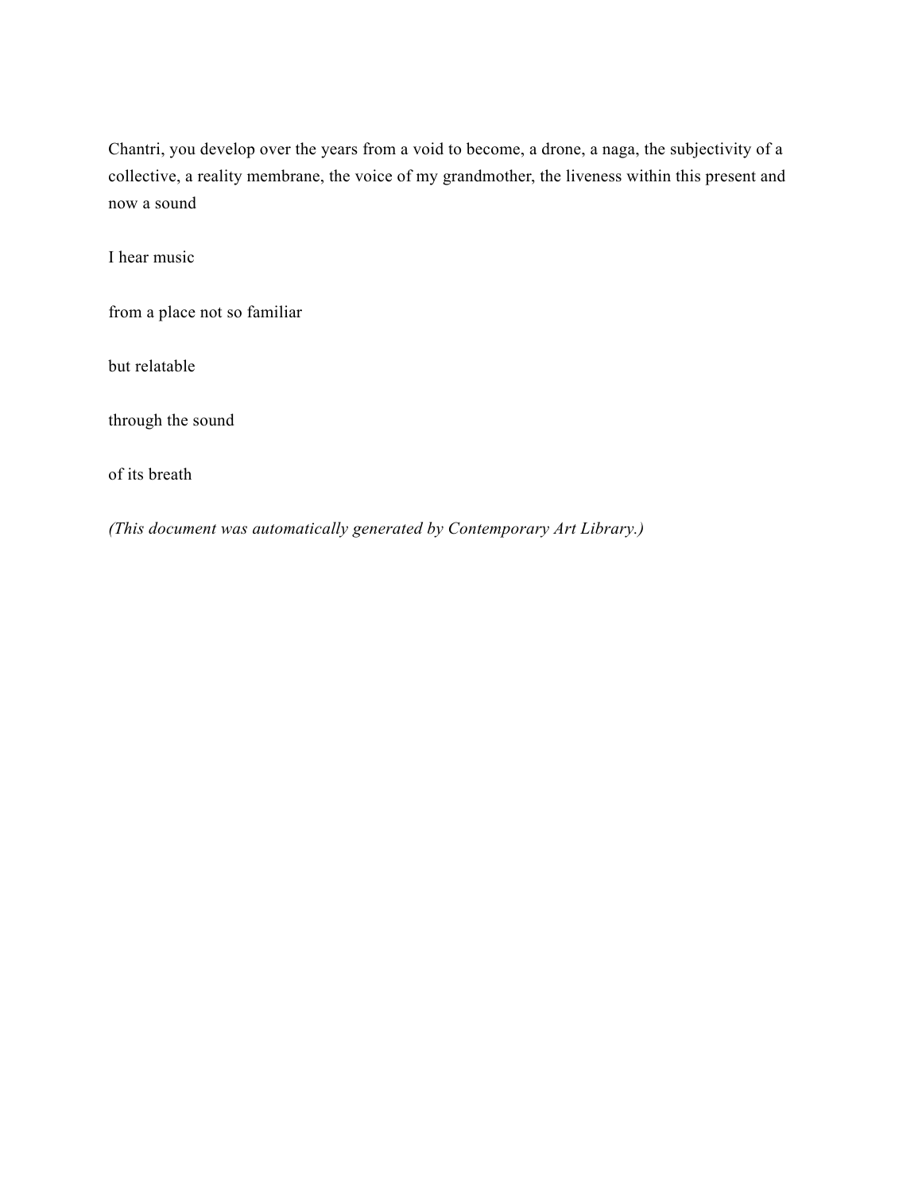Chantri, you develop over the years from a void to become, a drone, a naga, the subjectivity of a collective, a reality membrane, the voice of my grandmother, the liveness within this present and now a sound

I hear music

from a place not so familiar

but relatable

through the sound

of its breath

*(This document was automatically generated by Contemporary Art Library.)*